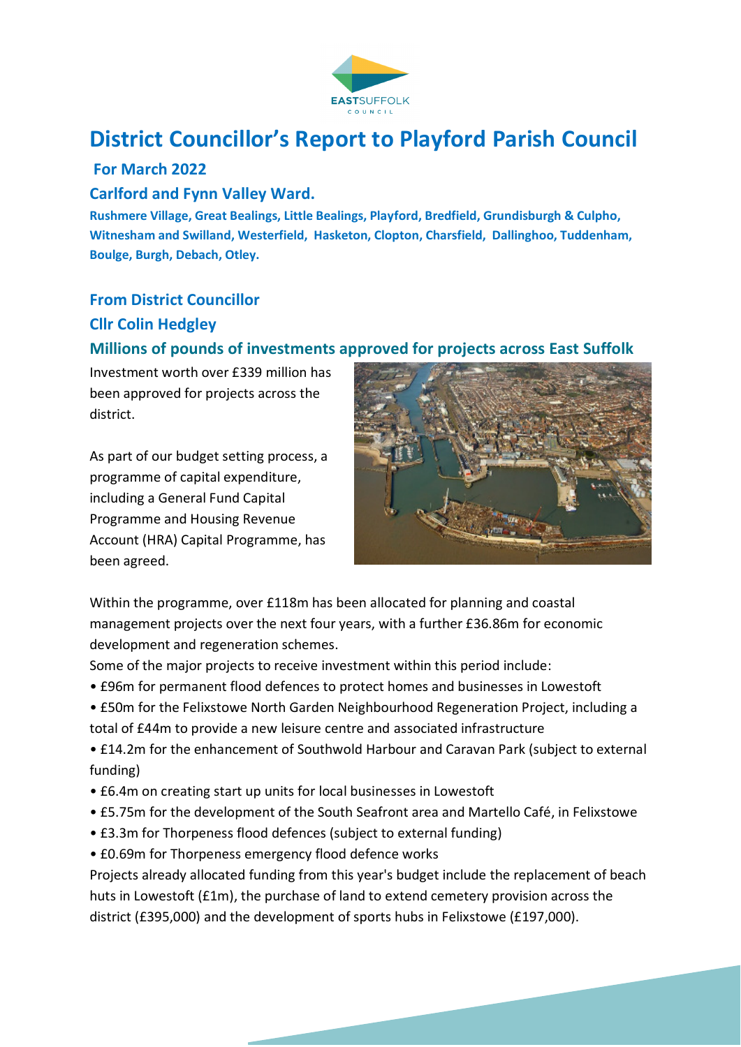# District Councillor's Report to Playford Parish Council

## For March 2022

## Carlford and Fynn Valley Ward.

**Rushmere Village, Great Bealings, Little Bealings, Playford, Bredfield, Grundisburgh & Culpho, Witnesham and Swilland, Westerfield, Hasketon, Clopton, Charsfield, Dallinghoo, Tuddenham, Boulge, Burgh, Debach, Otley.**

## From District Councillor

## Cllr Colin Hedgley

## Millions of pounds of investments approved for projects across East Suffolk

Investment worth over £339 million has been approved for projects across the district.

As part of our budget setting process, a programme of capital expenditure, including a General Fund Capital Programme and Housing Revenue Account (HRA) Capital Programme, has been agreed.

Within the programme, over £118m has been allocated for planning and coastal management projects over the next four years, with a further £36.86m for economic development and regeneration schemes.

Some of the major projects to receive investment within this period include:

- £96m for permanent flood defences to protect homes and businesses in Lowestoft
- £50m for the Felixstowe North Garden Neighbourhood Regeneration Project, including a total of £44m to provide a new leisure centre and associated infrastructure
- £14.2m for the enhancement of Southwold Harbour and Caravan Park (subject to external funding)
- £6.4m on creating start up units for local businesses in Lowestoft
- £5.75m for the development of the South Seafront area and Martello Café, in Felixstowe
- £3.3m for Thorpeness flood defences (subject to external funding)
- £0.69m for Thorpeness emergency flood defence works

Projects already allocated funding from this year's budget include the replacement of beach huts in Lowestoft (£1m), the purchase of land to extend cemetery provision across the district (£395,000) and the development of sports hubs in Felixstowe (£197,000).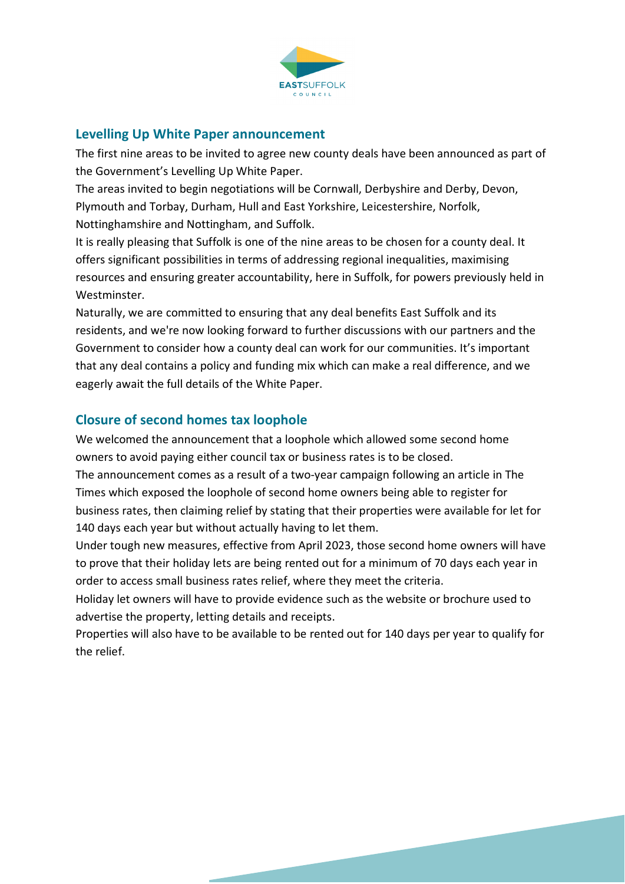## Levelling Up White Paper announcement

The first nine areas to be invited to agree new county deals have been announced as part of the Government's Levelling Up White Paper.

The areas invited to begin negotiations will be Cornwall, Derbyshire and Derby, Devon, Plymouth and Torbay, Durham, Hull and East Yorkshire, Leicestershire, Norfolk, Nottinghamshire and Nottingham, and Suffolk.

It is really pleasing that Suffolk is one of the nine areas to be chosen for a county deal. It offers significant possibilities in terms of addressing regional inequalities, maximising resources and ensuring greater accountability, here in Suffolk, for powers previously held in Westminster.

Naturally, we are committed to ensuring that any deal benefits East Suffolk and its residents, and we're now looking forward to further discussions with our partners and the Government to consider how a county deal can work for our communities. It's important that any deal contains a policy and funding mix which can make a real difference, and we eagerly await the full details of the White Paper.

## Closure of second homes tax loophole

We welcomed the announcement that a loophole which allowed some second home owners to avoid paying either council tax or business rates is to be closed.

The announcement comes as a result of a two-year campaign following an article in The Times which exposed the loophole of second home owners being able to register for business rates, then claiming relief by stating that their properties were available for let for 140 days each year but without actually having to let them.

Under tough new measures, effective from April 2023, those second home owners will have to prove that their holiday lets are being rented out for a minimum of 70 days each year in order to access small business rates relief, where they meet the criteria.

Holiday let owners will have to provide evidence such as the website or brochure used to advertise the property, letting details and receipts.

Properties will also have to be available to be rented out for 140 days per year to qualify for the relief.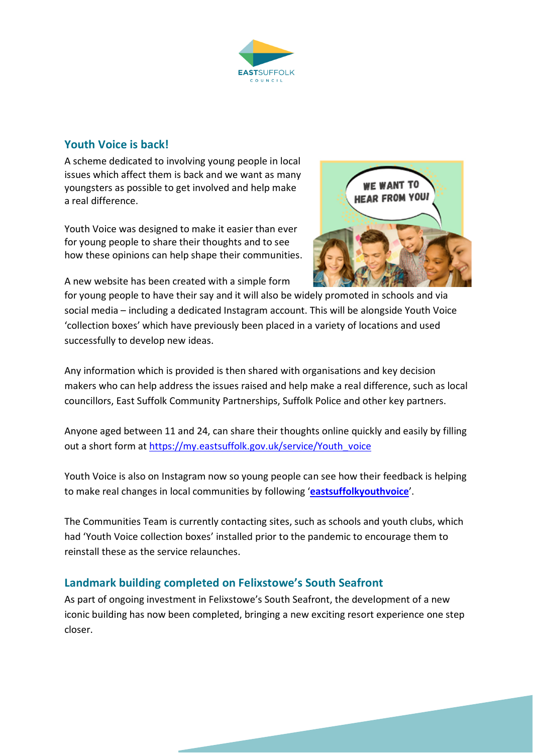## Youth Voice is back!

A scheme dedicated to involving young people in local issues which affect them is back and we want as many youngsters as possible to get involved and help make a real difference.

Youth Voice was designed to make it easier than ever for young people to share their thoughts and to see how these opinions can help shape their communities.

A new website has been created with a simple form for young people to have their say and it will also be widely promoted in schools and via social media – including a dedicated Instagram account. This will be alongside Youth Voice 'collection boxes' which have previously been placed in a variety of locations and used successfully to develop new ideas.

Any information which is provided is then shared with organisations and key decision makers who can help address the issues raised and help make a real difference, such as local councillors, East Suffolk Community Partnerships, Suffolk Police and other key partners.

Anyone aged between 11 and 24, can share their thoughts online quickly and easily by filling out a short form at https://my.eastsuffolk.gov.uk/service/Youth_voice

Youth Voice is also on Instagram now so young people can see how their feedback is helping to make real changes in local communities by following '**eastsuffolkyouthvoice**'.

The Communities Team is currently contacting sites, such as schools and youth clubs, which had 'Youth Voice collection boxes' installed prior to the pandemic to encourage them to reinstall these as the service relaunches.

## Landmark building completed on Felixstowe's South Seafront

As part of ongoing investment in Felixstowe's South Seafront, the development of a new iconic building has now been completed, bringing a new exciting resort experience one step closer.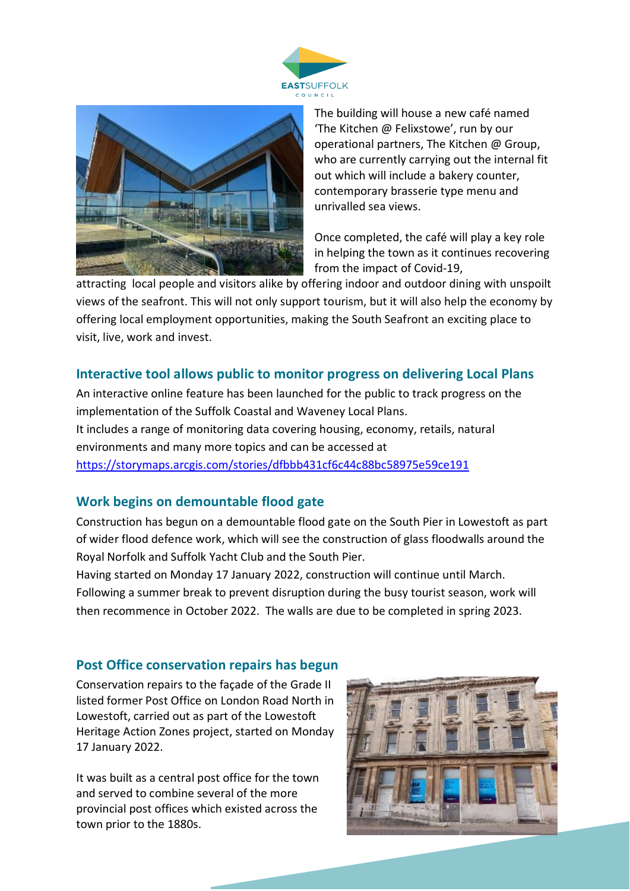The building will house a new café named 'The Kitchen @ Felixstowe', run by our operational partners, The Kitchen @ Group, who are currently carrying out the internal fit out which will include a bakery counter, contemporary brasserie type menu and unrivalled sea views.

Once completed, the café will play a key role in helping the town as it continues recovering from the impact of Covid-19, attracting local people and visitors alike by offering indoor and outdoor dining with unspoilt views of the seafront. This will not only support tourism, but it will also help the economy by offering local employment opportunities, making the South Seafront an exciting place to visit, live, work and invest.

## Interactive tool allows public to monitor progress on delivering Local Plans

An interactive online feature has been launched for the public to track progress on the implementation of the Suffolk Coastal and Waveney Local Plans.
It includes a range of monitoring data covering housing, economy, retails, natural environments and many more topics and can be accessed at https://storymaps.arcgis.com/stories/dfbbb431cf6c44c88bc58975e59ce191

## Work begins on demountable flood gate

Construction has begun on a demountable flood gate on the South Pier in Lowestoft as part of wider flood defence work, which will see the construction of glass floodwalls around the Royal Norfolk and Suffolk Yacht Club and the South Pier.
Having started on Monday 17 January 2022, construction will continue until March. Following a summer break to prevent disruption during the busy tourist season, work will then recommence in October 2022. The walls are due to be completed in spring 2023.

## Post Office conservation repairs has begun

Conservation repairs to the façade of the Grade II listed former Post Office on London Road North in Lowestoft, carried out as part of the Lowestoft Heritage Action Zones project, started on Monday 17 January 2022.

It was built as a central post office for the town and served to combine several of the more provincial post offices which existed across the town prior to the 1880s.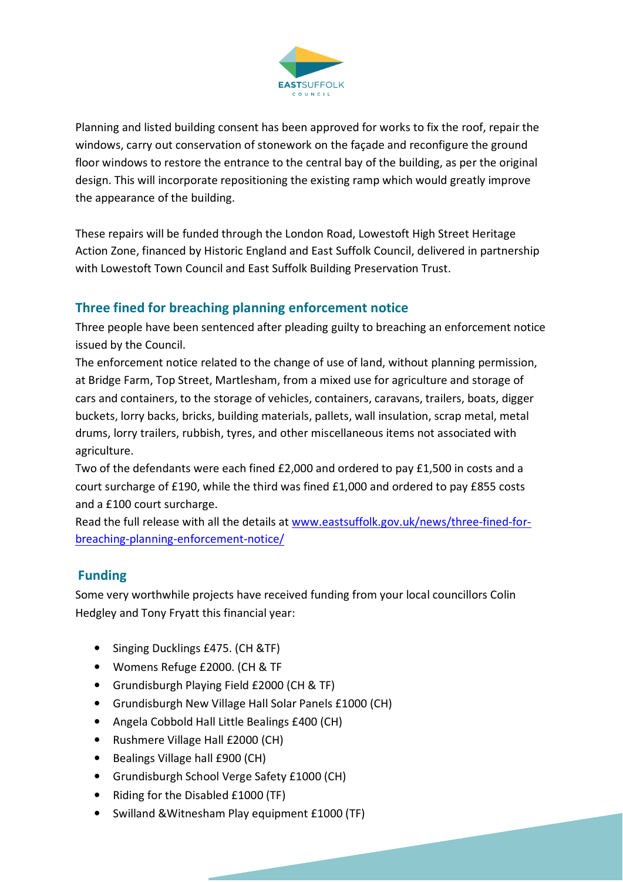Planning and listed building consent has been approved for works to fix the roof, repair the windows, carry out conservation of stonework on the façade and reconfigure the ground floor windows to restore the entrance to the central bay of the building, as per the original design. This will incorporate repositioning the existing ramp which would greatly improve the appearance of the building.

These repairs will be funded through the London Road, Lowestoft High Street Heritage Action Zone, financed by Historic England and East Suffolk Council, delivered in partnership with Lowestoft Town Council and East Suffolk Building Preservation Trust.

## Three fined for breaching planning enforcement notice

Three people have been sentenced after pleading guilty to breaching an enforcement notice issued by the Council.

The enforcement notice related to the change of use of land, without planning permission, at Bridge Farm, Top Street, Martlesham, from a mixed use for agriculture and storage of cars and containers, to the storage of vehicles, containers, caravans, trailers, boats, digger buckets, lorry backs, bricks, building materials, pallets, wall insulation, scrap metal, metal drums, lorry trailers, rubbish, tyres, and other miscellaneous items not associated with agriculture.

Two of the defendants were each fined £2,000 and ordered to pay £1,500 in costs and a court surcharge of £190, while the third was fined £1,000 and ordered to pay £855 costs and a £100 court surcharge.

Read the full release with all the details at [www.eastsuffolk.gov.uk/news/three-fined-for-breaching-planning-enforcement-notice/](www.eastsuffolk.gov.uk/news/three-fined-for-breaching-planning-enforcement-notice/)

## Funding

Some very worthwhile projects have received funding from your local councillors Colin Hedgley and Tony Fryatt this financial year:

- Singing Ducklings £475. (CH &TF)
- Womens Refuge £2000. (CH & TF
- Grundisburgh Playing Field £2000 (CH & TF)
- Grundisburgh New Village Hall Solar Panels £1000 (CH)
- Angela Cobbold Hall Little Bealings £400 (CH)
- Rushmere Village Hall £2000 (CH)
- Bealings Village hall £900 (CH)
- Grundisburgh School Verge Safety £1000 (CH)
- Riding for the Disabled £1000 (TF)
- Swilland &Witnesham Play equipment £1000 (TF)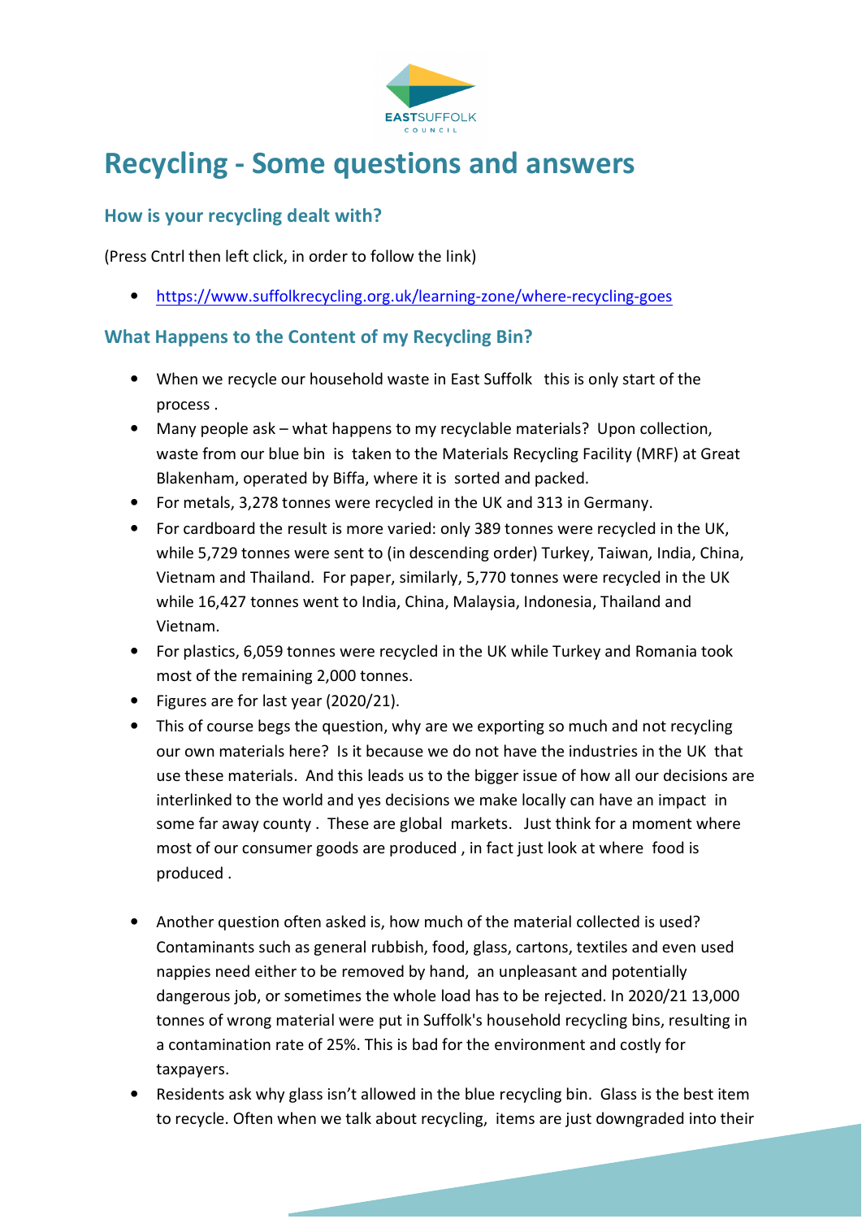# Recycling - Some questions and answers

## How is your recycling dealt with?

(Press Cntrl then left click, in order to follow the link)

- https://www.suffolkrecycling.org.uk/learning-zone/where-recycling-goes

## What Happens to the Content of my Recycling Bin?

- When we recycle our household waste in East Suffolk this is only start of the process .
- Many people ask – what happens to my recyclable materials? Upon collection, waste from our blue bin is taken to the Materials Recycling Facility (MRF) at Great Blakenham, operated by Biffa, where it is sorted and packed.
- For metals, 3,278 tonnes were recycled in the UK and 313 in Germany.
- For cardboard the result is more varied: only 389 tonnes were recycled in the UK, while 5,729 tonnes were sent to (in descending order) Turkey, Taiwan, India, China, Vietnam and Thailand. For paper, similarly, 5,770 tonnes were recycled in the UK while 16,427 tonnes went to India, China, Malaysia, Indonesia, Thailand and Vietnam.
- For plastics, 6,059 tonnes were recycled in the UK while Turkey and Romania took most of the remaining 2,000 tonnes.
- Figures are for last year (2020/21).
- This of course begs the question, why are we exporting so much and not recycling our own materials here? Is it because we do not have the industries in the UK that use these materials. And this leads us to the bigger issue of how all our decisions are interlinked to the world and yes decisions we make locally can have an impact in some far away county . These are global markets. Just think for a moment where most of our consumer goods are produced , in fact just look at where food is produced .

- Another question often asked is, how much of the material collected is used? Contaminants such as general rubbish, food, glass, cartons, textiles and even used nappies need either to be removed by hand, an unpleasant and potentially dangerous job, or sometimes the whole load has to be rejected. In 2020/21 13,000 tonnes of wrong material were put in Suffolk's household recycling bins, resulting in a contamination rate of 25%. This is bad for the environment and costly for taxpayers.
- Residents ask why glass isn't allowed in the blue recycling bin. Glass is the best item to recycle. Often when we talk about recycling, items are just downgraded into their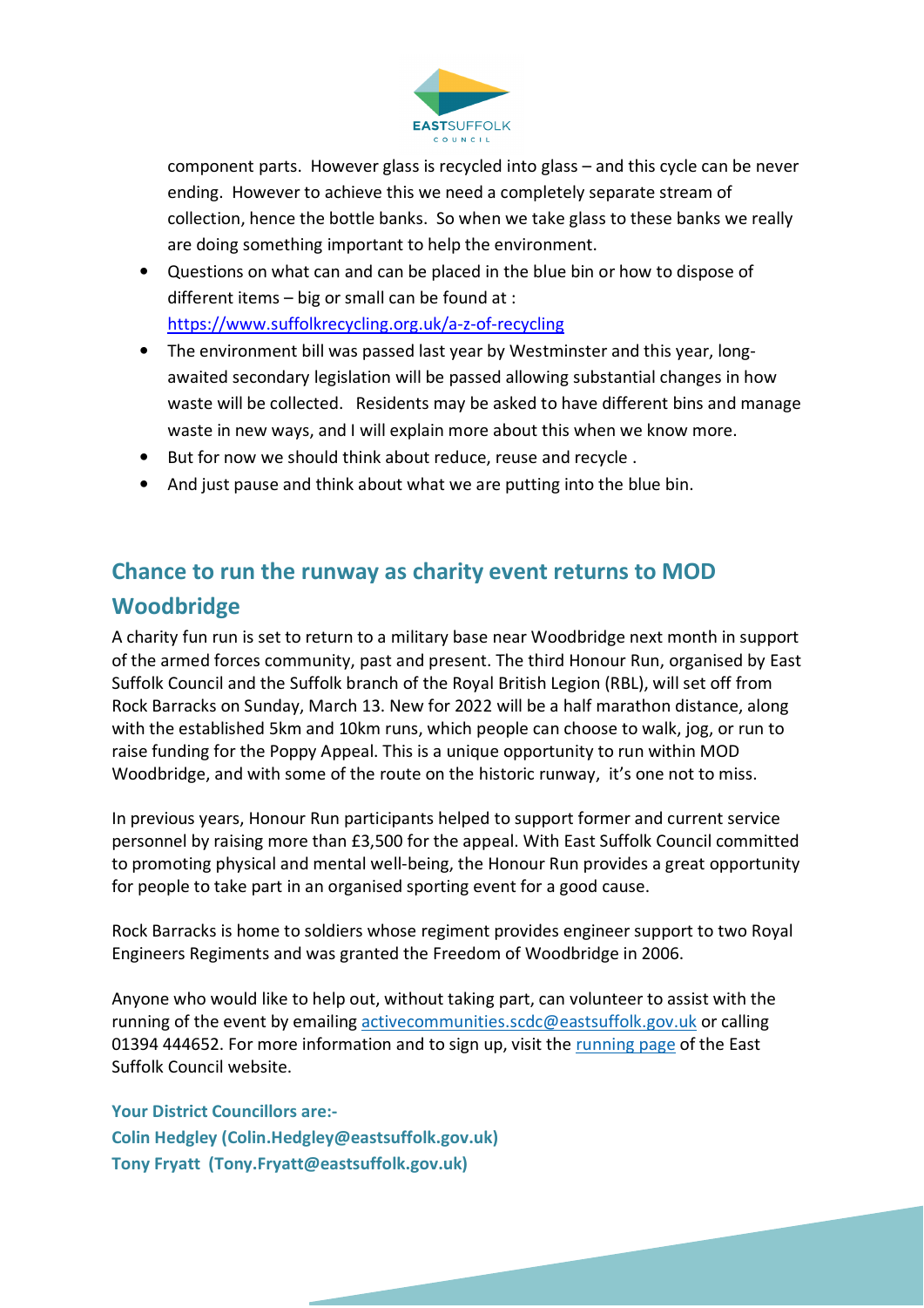component parts. However glass is recycled into glass – and this cycle can be never ending. However to achieve this we need a completely separate stream of collection, hence the bottle banks. So when we take glass to these banks we really are doing something important to help the environment.

- Questions on what can and can be placed in the blue bin or how to dispose of different items – big or small can be found at : https://www.suffolkrecycling.org.uk/a-z-of-recycling
- The environment bill was passed last year by Westminster and this year, long-awaited secondary legislation will be passed allowing substantial changes in how waste will be collected. Residents may be asked to have different bins and manage waste in new ways, and I will explain more about this when we know more.
- But for now we should think about reduce, reuse and recycle .
- And just pause and think about what we are putting into the blue bin.

## Chance to run the runway as charity event returns to MOD Woodbridge

A charity fun run is set to return to a military base near Woodbridge next month in support of the armed forces community, past and present. The third Honour Run, organised by East Suffolk Council and the Suffolk branch of the Royal British Legion (RBL), will set off from Rock Barracks on Sunday, March 13. New for 2022 will be a half marathon distance, along with the established 5km and 10km runs, which people can choose to walk, jog, or run to raise funding for the Poppy Appeal. This is a unique opportunity to run within MOD Woodbridge, and with some of the route on the historic runway, it's one not to miss.

In previous years, Honour Run participants helped to support former and current service personnel by raising more than £3,500 for the appeal. With East Suffolk Council committed to promoting physical and mental well-being, the Honour Run provides a great opportunity for people to take part in an organised sporting event for a good cause.

Rock Barracks is home to soldiers whose regiment provides engineer support to two Royal Engineers Regiments and was granted the Freedom of Woodbridge in 2006.

Anyone who would like to help out, without taking part, can volunteer to assist with the running of the event by emailing activecommunities.scdc@eastsuffolk.gov.uk or calling 01394 444652. For more information and to sign up, visit the running page of the East Suffolk Council website.

**Your District Councillors are:-**
**Colin Hedgley (Colin.Hedgley@eastsuffolk.gov.uk)**
**Tony Fryatt (Tony.Fryatt@eastsuffolk.gov.uk)**